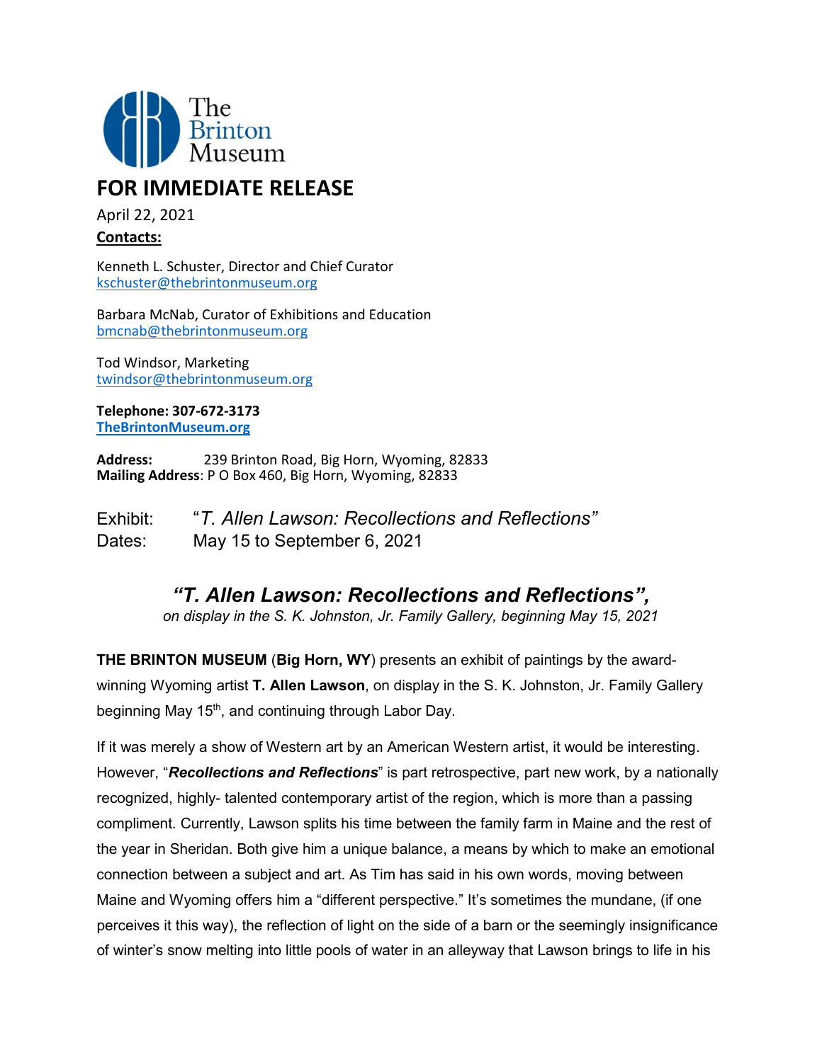The Brinton Museum

# FOR IMMEDIATE RELEASE

April 22, 2021

**Contacts:**

Kenneth L. Schuster, Director and Chief Curator
kschuster@thebrintonmuseum.org

Barbara McNab, Curator of Exhibitions and Education
bmcnab@thebrintonmuseum.org

Tod Windsor, Marketing
twindsor@thebrintonmuseum.org

**Telephone: 307-672-3173**
**TheBrintonMuseum.org**

**Address:** 239 Brinton Road, Big Horn, Wyoming, 82833
**Mailing Address**: P O Box 460, Big Horn, Wyoming, 82833

Exhibit: "*T. Allen Lawson: Recollections and Reflections"*
Dates: May 15 to September 6, 2021

## *"T. Allen Lawson: Recollections and Reflections",*

*on display in the S. K. Johnston, Jr. Family Gallery, beginning May 15, 2021*

**THE BRINTON MUSEUM** (**Big Horn, WY**) presents an exhibit of paintings by the award-winning Wyoming artist **T. Allen Lawson**, on display in the S. K. Johnston, Jr. Family Gallery beginning May 15th, and continuing through Labor Day.

If it was merely a show of Western art by an American Western artist, it would be interesting. However, "***Recollections and Reflections***" is part retrospective, part new work, by a nationally recognized, highly- talented contemporary artist of the region, which is more than a passing compliment. Currently, Lawson splits his time between the family farm in Maine and the rest of the year in Sheridan. Both give him a unique balance, a means by which to make an emotional connection between a subject and art. As Tim has said in his own words, moving between Maine and Wyoming offers him a "different perspective." It's sometimes the mundane, (if one perceives it this way), the reflection of light on the side of a barn or the seemingly insignificance of winter's snow melting into little pools of water in an alleyway that Lawson brings to life in his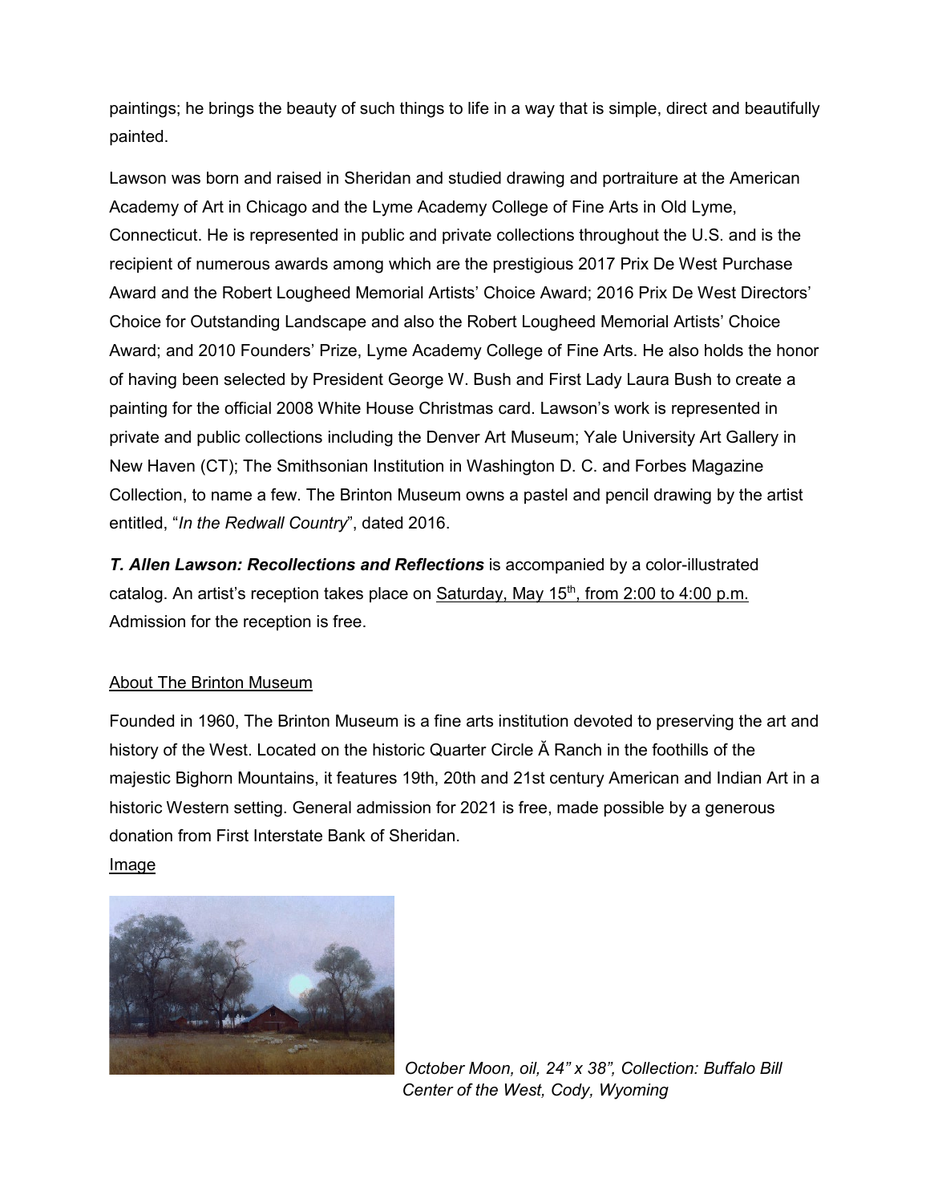paintings; he brings the beauty of such things to life in a way that is simple, direct and beautifully painted.

Lawson was born and raised in Sheridan and studied drawing and portraiture at the American Academy of Art in Chicago and the Lyme Academy College of Fine Arts in Old Lyme, Connecticut. He is represented in public and private collections throughout the U.S. and is the recipient of numerous awards among which are the prestigious 2017 Prix De West Purchase Award and the Robert Lougheed Memorial Artists' Choice Award; 2016 Prix De West Directors' Choice for Outstanding Landscape and also the Robert Lougheed Memorial Artists' Choice Award; and 2010 Founders' Prize, Lyme Academy College of Fine Arts. He also holds the honor of having been selected by President George W. Bush and First Lady Laura Bush to create a painting for the official 2008 White House Christmas card. Lawson's work is represented in private and public collections including the Denver Art Museum; Yale University Art Gallery in New Haven (CT); The Smithsonian Institution in Washington D. C. and Forbes Magazine Collection, to name a few. The Brinton Museum owns a pastel and pencil drawing by the artist entitled, "*In the Redwall Country*", dated 2016.

***T. Allen Lawson: Recollections and Reflections*** is accompanied by a color-illustrated catalog. An artist's reception takes place on Saturday, May 15th, from 2:00 to 4:00 p.m. Admission for the reception is free.

About The Brinton Museum

Founded in 1960, The Brinton Museum is a fine arts institution devoted to preserving the art and history of the West. Located on the historic Quarter Circle Ă Ranch in the foothills of the majestic Bighorn Mountains, it features 19th, 20th and 21st century American and Indian Art in a historic Western setting. General admission for 2021 is free, made possible by a generous donation from First Interstate Bank of Sheridan.

Image

*October Moon, oil, 24" x 38", Collection: Buffalo Bill Center of the West, Cody, Wyoming*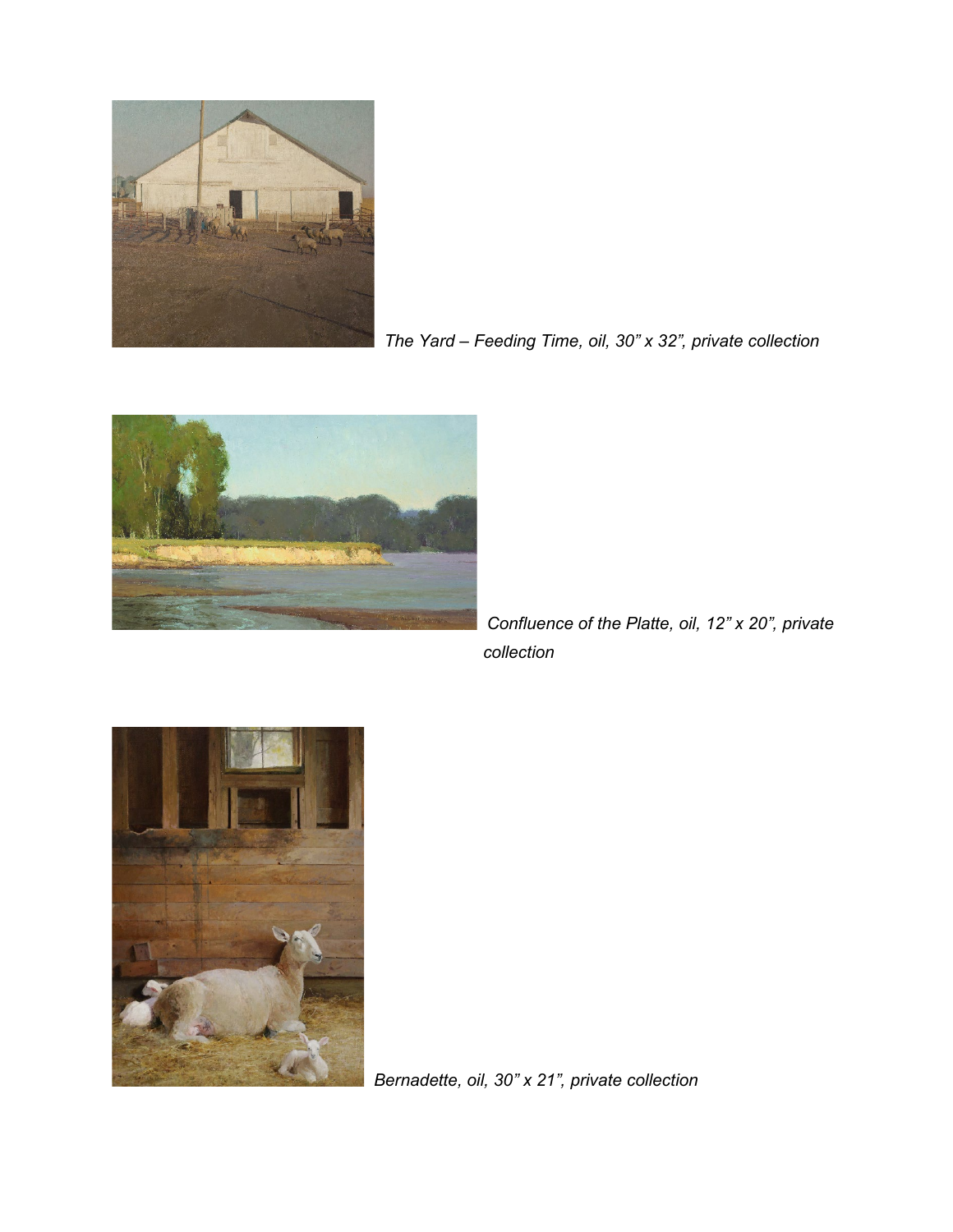*The Yard – Feeding Time, oil, 30" x 32", private collection*

*Confluence of the Platte, oil, 12" x 20", private collection*

*Bernadette, oil, 30" x 21", private collection*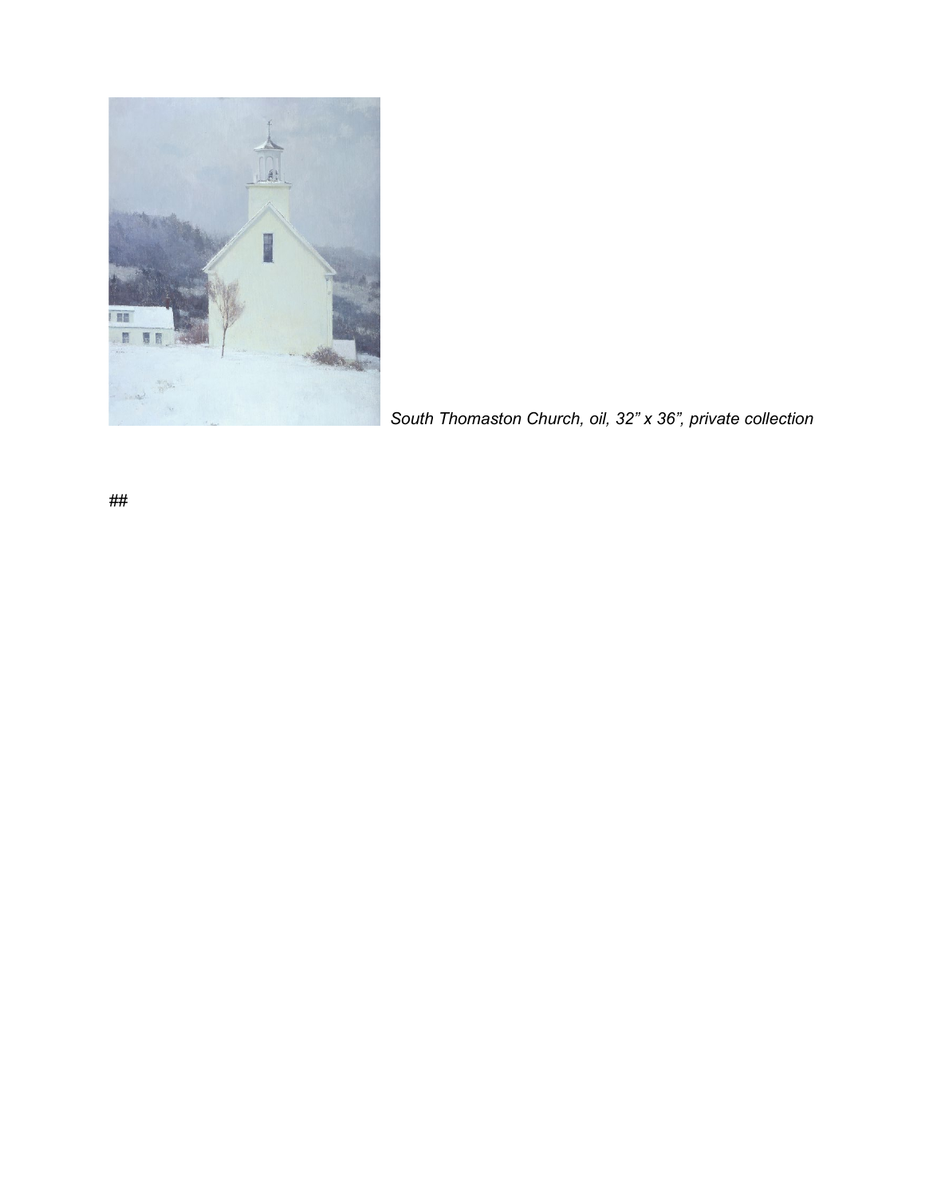*South Thomaston Church, oil, 32” x 36”, private collection*

##